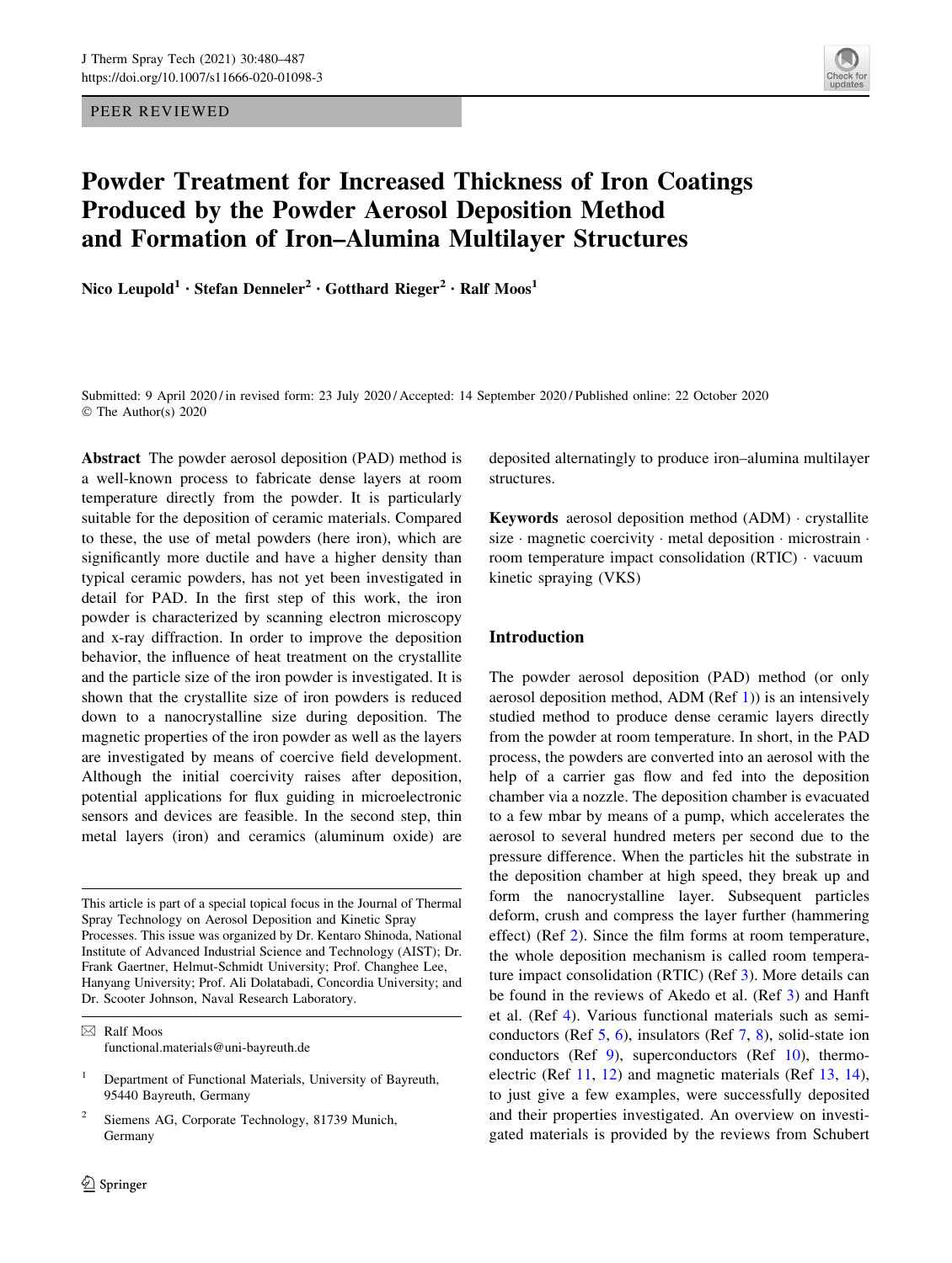PEER REVIEWED

# Powder Treatment for Increased Thickness of Iron Coatings Produced by the Powder Aerosol Deposition Method and Formation of Iron–Alumina Multilayer Structures

Nico Leupold[1] · Stefan Denneler[2] · Gotthard Rieger[2] · Ralf Moos[1]

Submitted: 9 April 2020 / in revised form: 23 July 2020 / Accepted: 14 September 2020 / Published online: 22 October 2020
© The Author(s) 2020

**Abstract** The powder aerosol deposition (PAD) method is a well-known process to fabricate dense layers at room temperature directly from the powder. It is particularly suitable for the deposition of ceramic materials. Compared to these, the use of metal powders (here iron), which are significantly more ductile and have a higher density than typical ceramic powders, has not yet been investigated in detail for PAD. In the first step of this work, the iron powder is characterized by scanning electron microscopy and x-ray diffraction. In order to improve the deposition behavior, the influence of heat treatment on the crystallite and the particle size of the iron powder is investigated. It is shown that the crystallite size of iron powders is reduced down to a nanocrystalline size during deposition. The magnetic properties of the iron powder as well as the layers are investigated by means of coercive field development. Although the initial coercivity raises after deposition, potential applications for flux guiding in microelectronic sensors and devices are feasible. In the second step, thin metal layers (iron) and ceramics (aluminum oxide) are deposited alternatingly to produce iron–alumina multilayer structures.

**Keywords** aerosol deposition method (ADM) · crystallite size · magnetic coercivity · metal deposition · microstrain · room temperature impact consolidation (RTIC) · vacuum kinetic spraying (VKS)

This article is part of a special topical focus in the Journal of Thermal Spray Technology on Aerosol Deposition and Kinetic Spray Processes. This issue was organized by Dr. Kentaro Shinoda, National Institute of Advanced Industrial Science and Technology (AIST); Dr. Frank Gaertner, Helmut-Schmidt University; Prof. Changhee Lee, Hanyang University; Prof. Ali Dolatabadi, Concordia University; and Dr. Scooter Johnson, Naval Research Laboratory.

✉ Ralf Moos
functional.materials@uni-bayreuth.de

[1] Department of Functional Materials, University of Bayreuth, 95440 Bayreuth, Germany

[2] Siemens AG, Corporate Technology, 81739 Munich, Germany

## Introduction

The powder aerosol deposition (PAD) method (or only aerosol deposition method, ADM (Ref 1)) is an intensively studied method to produce dense ceramic layers directly from the powder at room temperature. In short, in the PAD process, the powders are converted into an aerosol with the help of a carrier gas flow and fed into the deposition chamber via a nozzle. The deposition chamber is evacuated to a few mbar by means of a pump, which accelerates the aerosol to several hundred meters per second due to the pressure difference. When the particles hit the substrate in the deposition chamber at high speed, they break up and form the nanocrystalline layer. Subsequent particles deform, crush and compress the layer further (hammering effect) (Ref 2). Since the film forms at room temperature, the whole deposition mechanism is called room temperature impact consolidation (RTIC) (Ref 3). More details can be found in the reviews of Akedo et al. (Ref 3) and Hanft et al. (Ref 4). Various functional materials such as semiconductors (Ref 5, 6), insulators (Ref 7, 8), solid-state ion conductors (Ref 9), superconductors (Ref 10), thermoelectric (Ref 11, 12) and magnetic materials (Ref 13, 14), to just give a few examples, were successfully deposited and their properties investigated. An overview on investigated materials is provided by the reviews from Schubert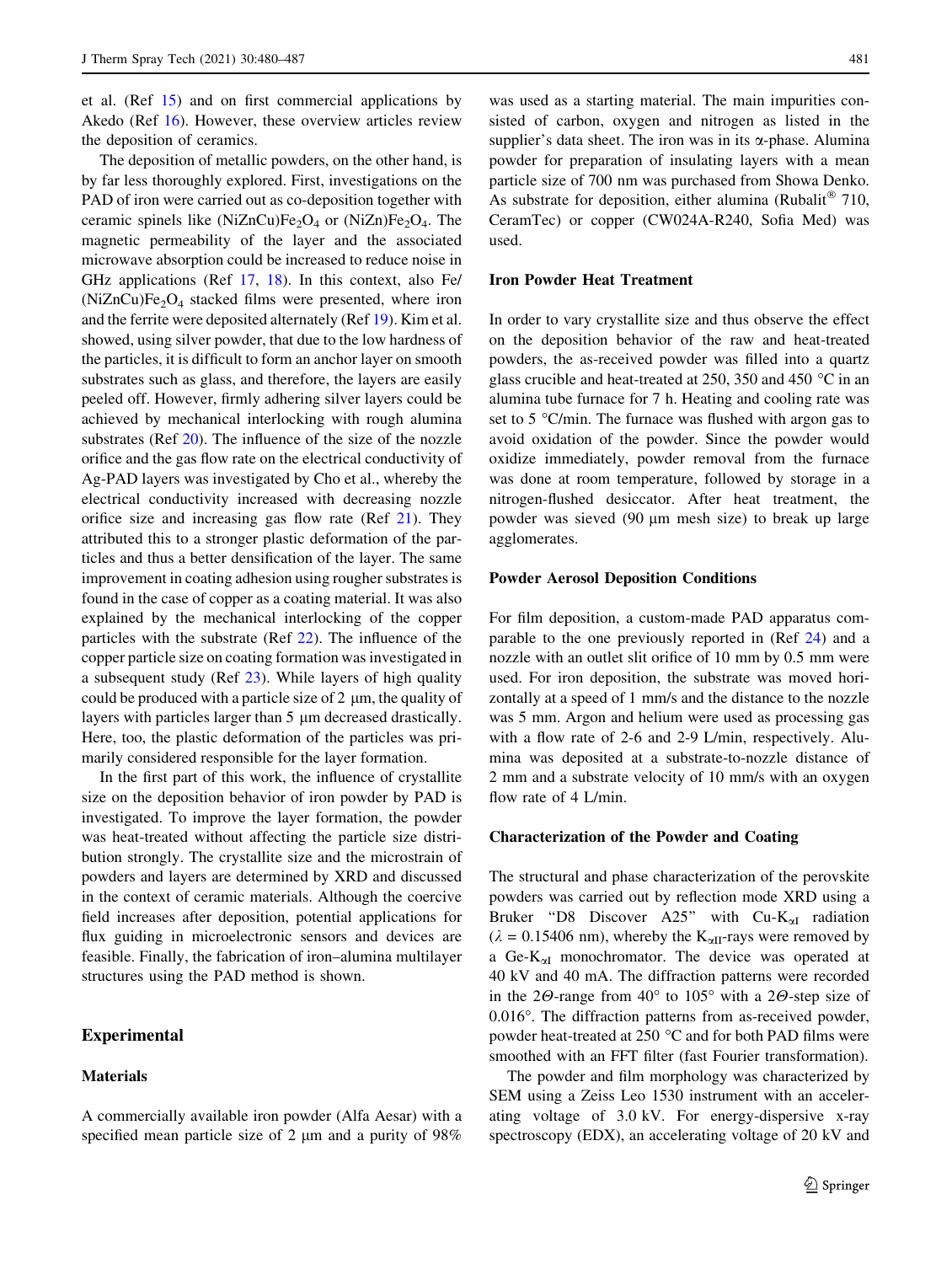et al. (Ref 15) and on first commercial applications by Akedo (Ref 16). However, these overview articles review the deposition of ceramics.

The deposition of metallic powders, on the other hand, is by far less thoroughly explored. First, investigations on the PAD of iron were carried out as co-deposition together with ceramic spinels like $(NiZnCu)Fe_2O_4$ or $(NiZn)Fe_2O_4$. The magnetic permeability of the layer and the associated microwave absorption could be increased to reduce noise in GHz applications (Ref 17, 18). In this context, also Fe/$(NiZnCu)Fe_2O_4$ stacked films were presented, where iron and the ferrite were deposited alternately (Ref 19). Kim et al. showed, using silver powder, that due to the low hardness of the particles, it is difficult to form an anchor layer on smooth substrates such as glass, and therefore, the layers are easily peeled off. However, firmly adhering silver layers could be achieved by mechanical interlocking with rough alumina substrates (Ref 20). The influence of the size of the nozzle orifice and the gas flow rate on the electrical conductivity of Ag-PAD layers was investigated by Cho et al., whereby the electrical conductivity increased with decreasing nozzle orifice size and increasing gas flow rate (Ref 21). They attributed this to a stronger plastic deformation of the particles and thus a better densification of the layer. The same improvement in coating adhesion using rougher substrates is found in the case of copper as a coating material. It was also explained by the mechanical interlocking of the copper particles with the substrate (Ref 22). The influence of the copper particle size on coating formation was investigated in a subsequent study (Ref 23). While layers of high quality could be produced with a particle size of 2 µm, the quality of layers with particles larger than 5 µm decreased drastically. Here, too, the plastic deformation of the particles was primarily considered responsible for the layer formation.

In the first part of this work, the influence of crystallite size on the deposition behavior of iron powder by PAD is investigated. To improve the layer formation, the powder was heat-treated without affecting the particle size distribution strongly. The crystallite size and the microstrain of powders and layers are determined by XRD and discussed in the context of ceramic materials. Although the coercive field increases after deposition, potential applications for flux guiding in microelectronic sensors and devices are feasible. Finally, the fabrication of iron–alumina multilayer structures using the PAD method is shown.

## Experimental

### Materials

A commercially available iron powder (Alfa Aesar) with a specified mean particle size of 2 µm and a purity of 98% was used as a starting material. The main impurities consisted of carbon, oxygen and nitrogen as listed in the supplier's data sheet. The iron was in its α-phase. Alumina powder for preparation of insulating layers with a mean particle size of 700 nm was purchased from Showa Denko. As substrate for deposition, either alumina (Rubalit® 710, CeramTec) or copper (CW024A-R240, Sofia Med) was used.

### Iron Powder Heat Treatment

In order to vary crystallite size and thus observe the effect on the deposition behavior of the raw and heat-treated powders, the as-received powder was filled into a quartz glass crucible and heat-treated at 250, 350 and 450 °C in an alumina tube furnace for 7 h. Heating and cooling rate was set to 5 °C/min. The furnace was flushed with argon gas to avoid oxidation of the powder. Since the powder would oxidize immediately, powder removal from the furnace was done at room temperature, followed by storage in a nitrogen-flushed desiccator. After heat treatment, the powder was sieved (90 µm mesh size) to break up large agglomerates.

### Powder Aerosol Deposition Conditions

For film deposition, a custom-made PAD apparatus comparable to the one previously reported in (Ref 24) and a nozzle with an outlet slit orifice of 10 mm by 0.5 mm were used. For iron deposition, the substrate was moved horizontally at a speed of 1 mm/s and the distance to the nozzle was 5 mm. Argon and helium were used as processing gas with a flow rate of 2-6 and 2-9 L/min, respectively. Alumina was deposited at a substrate-to-nozzle distance of 2 mm and a substrate velocity of 10 mm/s with an oxygen flow rate of 4 L/min.

### Characterization of the Powder and Coating

The structural and phase characterization of the perovskite powders was carried out by reflection mode XRD using a Bruker "D8 Discover A25" with Cu-$K_{\alpha I}$ radiation ($\lambda$ = 0.15406 nm), whereby the $K_{\alpha II}$-rays were removed by a Ge-$K_{\alpha I}$ monochromator. The device was operated at 40 kV and 40 mA. The diffraction patterns were recorded in the 2$\Theta$-range from 40° to 105° with a 2$\Theta$-step size of 0.016°. The diffraction patterns from as-received powder, powder heat-treated at 250 °C and for both PAD films were smoothed with an FFT filter (fast Fourier transformation).

The powder and film morphology was characterized by SEM using a Zeiss Leo 1530 instrument with an accelerating voltage of 3.0 kV. For energy-dispersive x-ray spectroscopy (EDX), an accelerating voltage of 20 kV and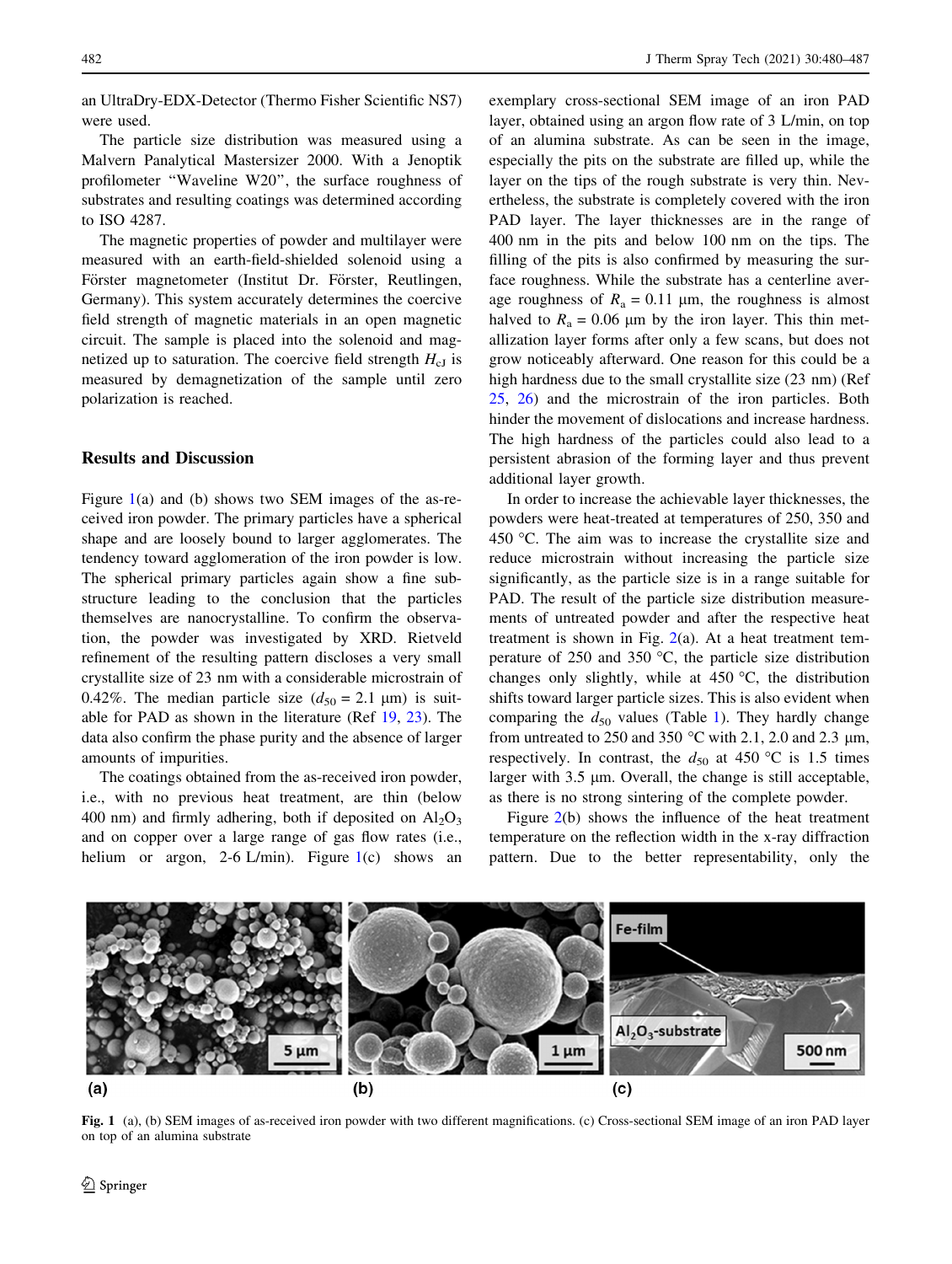an UltraDry-EDX-Detector (Thermo Fisher Scientific NS7) were used.

The particle size distribution was measured using a Malvern Panalytical Mastersizer 2000. With a Jenoptik profilometer "Waveline W20", the surface roughness of substrates and resulting coatings was determined according to ISO 4287.

The magnetic properties of powder and multilayer were measured with an earth-field-shielded solenoid using a Förster magnetometer (Institut Dr. Förster, Reutlingen, Germany). This system accurately determines the coercive field strength of magnetic materials in an open magnetic circuit. The sample is placed into the solenoid and magnetized up to saturation. The coercive field strength $H_{cJ}$ is measured by demagnetization of the sample until zero polarization is reached.

## Results and Discussion

Figure 1(a) and (b) shows two SEM images of the as-received iron powder. The primary particles have a spherical shape and are loosely bound to larger agglomerates. The tendency toward agglomeration of the iron powder is low. The spherical primary particles again show a fine substructure leading to the conclusion that the particles themselves are nanocrystalline. To confirm the observation, the powder was investigated by XRD. Rietveld refinement of the resulting pattern discloses a very small crystallite size of 23 nm with a considerable microstrain of 0.42%. The median particle size ($d_{50}$ = 2.1 µm) is suitable for PAD as shown in the literature (Ref 19, 23). The data also confirm the phase purity and the absence of larger amounts of impurities.

The coatings obtained from the as-received iron powder, i.e., with no previous heat treatment, are thin (below 400 nm) and firmly adhering, both if deposited on $Al_2O_3$ and on copper over a large range of gas flow rates (i.e., helium or argon, 2-6 L/min). Figure 1(c) shows an exemplary cross-sectional SEM image of an iron PAD layer, obtained using an argon flow rate of 3 L/min, on top of an alumina substrate. As can be seen in the image, especially the pits on the substrate are filled up, while the layer on the tips of the rough substrate is very thin. Nevertheless, the substrate is completely covered with the iron PAD layer. The layer thicknesses are in the range of 400 nm in the pits and below 100 nm on the tips. The filling of the pits is also confirmed by measuring the surface roughness. While the substrate has a centerline average roughness of $R_a$ = 0.11 µm, the roughness is almost halved to $R_a$ = 0.06 µm by the iron layer. This thin metallization layer forms after only a few scans, but does not grow noticeably afterward. One reason for this could be a high hardness due to the small crystallite size (23 nm) (Ref 25, 26) and the microstrain of the iron particles. Both hinder the movement of dislocations and increase hardness. The high hardness of the particles could also lead to a persistent abrasion of the forming layer and thus prevent additional layer growth.

In order to increase the achievable layer thicknesses, the powders were heat-treated at temperatures of 250, 350 and 450 °C. The aim was to increase the crystallite size and reduce microstrain without increasing the particle size significantly, as the particle size is in a range suitable for PAD. The result of the particle size distribution measurements of untreated powder and after the respective heat treatment is shown in Fig. 2(a). At a heat treatment temperature of 250 and 350 °C, the particle size distribution changes only slightly, while at 450 °C, the distribution shifts toward larger particle sizes. This is also evident when comparing the $d_{50}$ values (Table 1). They hardly change from untreated to 250 and 350 °C with 2.1, 2.0 and 2.3 µm, respectively. In contrast, the $d_{50}$ at 450 °C is 1.5 times larger with 3.5 µm. Overall, the change is still acceptable, as there is no strong sintering of the complete powder.

Figure 2(b) shows the influence of the heat treatment temperature on the reflection width in the x-ray diffraction pattern. Due to the better representability, only the

**Fig. 1** (a), (b) SEM images of as-received iron powder with two different magnifications. (c) Cross-sectional SEM image of an iron PAD layer on top of an alumina substrate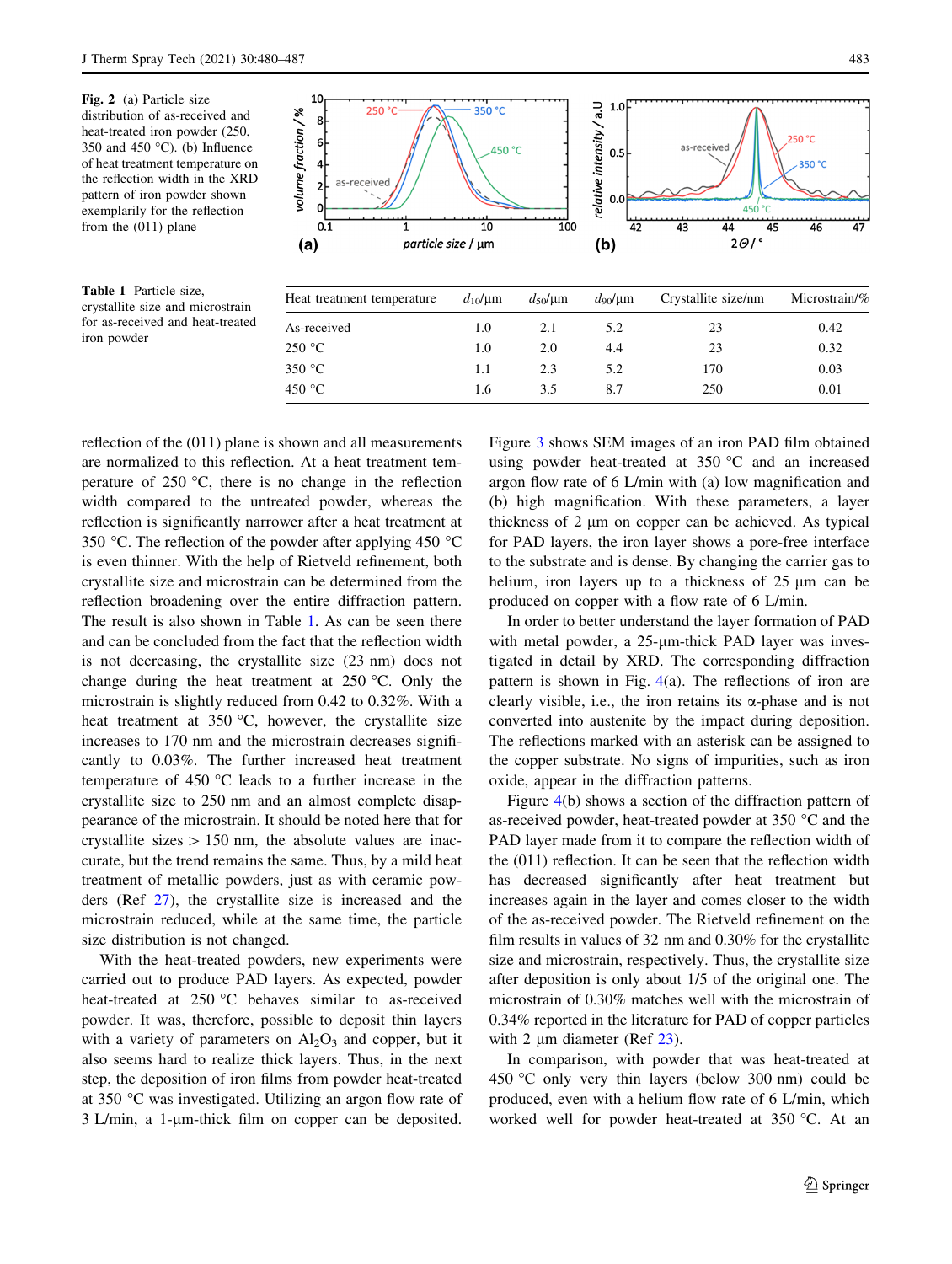**Fig. 2** (a) Particle size distribution of as-received and heat-treated iron powder (250, 350 and 450 °C). (b) Influence of heat treatment temperature on the reflection width in the XRD pattern of iron powder shown exemplarily for the reflection from the (011) plane

**Table 1** Particle size, crystallite size and microstrain for as-received and heat-treated iron powder

| Heat treatment temperature | $d_{10}$/μm | $d_{50}$/μm | $d_{90}$/μm | Crystallite size/nm | Microstrain/% |
|---|---|---|---|---|---|
| As-received | 1.0 | 2.1 | 5.2 | 23 | 0.42 |
| 250 °C | 1.0 | 2.0 | 4.4 | 23 | 0.32 |
| 350 °C | 1.1 | 2.3 | 5.2 | 170 | 0.03 |
| 450 °C | 1.6 | 3.5 | 8.7 | 250 | 0.01 |

reflection of the (011) plane is shown and all measurements are normalized to this reflection. At a heat treatment temperature of 250 °C, there is no change in the reflection width compared to the untreated powder, whereas the reflection is significantly narrower after a heat treatment at 350 °C. The reflection of the powder after applying 450 °C is even thinner. With the help of Rietveld refinement, both crystallite size and microstrain can be determined from the reflection broadening over the entire diffraction pattern. The result is also shown in Table 1. As can be seen there and can be concluded from the fact that the reflection width is not decreasing, the crystallite size (23 nm) does not change during the heat treatment at 250 °C. Only the microstrain is slightly reduced from 0.42 to 0.32%. With a heat treatment at 350 °C, however, the crystallite size increases to 170 nm and the microstrain decreases significantly to 0.03%. The further increased heat treatment temperature of 450 °C leads to a further increase in the crystallite size to 250 nm and an almost complete disappearance of the microstrain. It should be noted here that for crystallite sizes > 150 nm, the absolute values are inaccurate, but the trend remains the same. Thus, by a mild heat treatment of metallic powders, just as with ceramic powders (Ref 27), the crystallite size is increased and the microstrain reduced, while at the same time, the particle size distribution is not changed.

With the heat-treated powders, new experiments were carried out to produce PAD layers. As expected, powder heat-treated at 250 °C behaves similar to as-received powder. It was, therefore, possible to deposit thin layers with a variety of parameters on $Al_2O_3$ and copper, but it also seems hard to realize thick layers. Thus, in the next step, the deposition of iron films from powder heat-treated at 350 °C was investigated. Utilizing an argon flow rate of 3 L/min, a 1-μm-thick film on copper can be deposited.

Figure 3 shows SEM images of an iron PAD film obtained using powder heat-treated at 350 °C and an increased argon flow rate of 6 L/min with (a) low magnification and (b) high magnification. With these parameters, a layer thickness of 2 μm on copper can be achieved. As typical for PAD layers, the iron layer shows a pore-free interface to the substrate and is dense. By changing the carrier gas to helium, iron layers up to a thickness of 25 μm can be produced on copper with a flow rate of 6 L/min.

In order to better understand the layer formation of PAD with metal powder, a 25-μm-thick PAD layer was investigated in detail by XRD. The corresponding diffraction pattern is shown in Fig. 4(a). The reflections of iron are clearly visible, i.e., the iron retains its α-phase and is not converted into austenite by the impact during deposition. The reflections marked with an asterisk can be assigned to the copper substrate. No signs of impurities, such as iron oxide, appear in the diffraction patterns.

Figure 4(b) shows a section of the diffraction pattern of as-received powder, heat-treated powder at 350 °C and the PAD layer made from it to compare the reflection width of the (011) reflection. It can be seen that the reflection width has decreased significantly after heat treatment but increases again in the layer and comes closer to the width of the as-received powder. The Rietveld refinement on the film results in values of 32 nm and 0.30% for the crystallite size and microstrain, respectively. Thus, the crystallite size after deposition is only about 1/5 of the original one. The microstrain of 0.30% matches well with the microstrain of 0.34% reported in the literature for PAD of copper particles with 2 μm diameter (Ref 23).

In comparison, with powder that was heat-treated at 450 °C only very thin layers (below 300 nm) could be produced, even with a helium flow rate of 6 L/min, which worked well for powder heat-treated at 350 °C. At an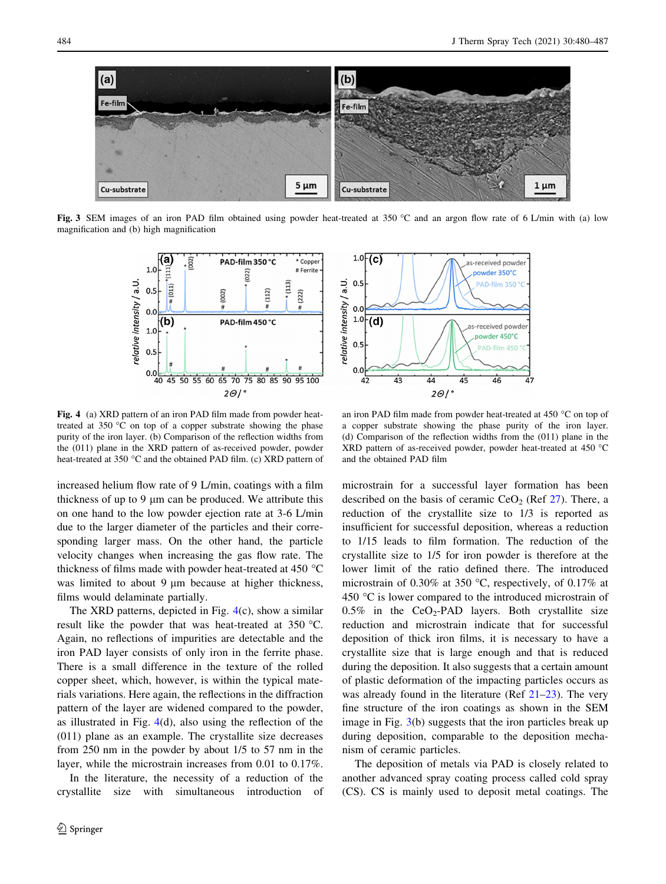Fig. 3 SEM images of an iron PAD film obtained using powder heat-treated at 350 °C and an argon flow rate of 6 L/min with (a) low magnification and (b) high magnification

Fig. 4 (a) XRD pattern of an iron PAD film made from powder heat-treated at 350 °C on top of a copper substrate showing the phase purity of the iron layer. (b) Comparison of the reflection widths from the (011) plane in the XRD pattern of as-received powder, powder heat-treated at 350 °C and the obtained PAD film. (c) XRD pattern of an iron PAD film made from powder heat-treated at 450 °C on top of a copper substrate showing the phase purity of the iron layer. (d) Comparison of the reflection widths from the (011) plane in the XRD pattern of as-received powder, powder heat-treated at 450 °C and the obtained PAD film

increased helium flow rate of 9 L/min, coatings with a film thickness of up to 9 µm can be produced. We attribute this on one hand to the low powder ejection rate at 3-6 L/min due to the larger diameter of the particles and their corresponding larger mass. On the other hand, the particle velocity changes when increasing the gas flow rate. The thickness of films made with powder heat-treated at 450 °C was limited to about 9 µm because at higher thickness, films would delaminate partially.

The XRD patterns, depicted in Fig. 4(c), show a similar result like the powder that was heat-treated at 350 °C. Again, no reflections of impurities are detectable and the iron PAD layer consists of only iron in the ferrite phase. There is a small difference in the texture of the rolled copper sheet, which, however, is within the typical materials variations. Here again, the reflections in the diffraction pattern of the layer are widened compared to the powder, as illustrated in Fig. 4(d), also using the reflection of the (011) plane as an example. The crystallite size decreases from 250 nm in the powder by about 1/5 to 57 nm in the layer, while the microstrain increases from 0.01 to 0.17%.

In the literature, the necessity of a reduction of the crystallite size with simultaneous introduction of microstrain for a successful layer formation has been described on the basis of ceramic $CeO_2$ (Ref 27). There, a reduction of the crystallite size to 1/3 is reported as insufficient for successful deposition, whereas a reduction to 1/15 leads to film formation. The reduction of the crystallite size to 1/5 for iron powder is therefore at the lower limit of the ratio defined there. The introduced microstrain of 0.30% at 350 °C, respectively, of 0.17% at 450 °C is lower compared to the introduced microstrain of 0.5% in the $CeO_2$-PAD layers. Both crystallite size reduction and microstrain indicate that for successful deposition of thick iron films, it is necessary to have a crystallite size that is large enough and that is reduced during the deposition. It also suggests that a certain amount of plastic deformation of the impacting particles occurs as was already found in the literature (Ref 21–23). The very fine structure of the iron coatings as shown in the SEM image in Fig. 3(b) suggests that the iron particles break up during deposition, comparable to the deposition mechanism of ceramic particles.

The deposition of metals via PAD is closely related to another advanced spray coating process called cold spray (CS). CS is mainly used to deposit metal coatings. The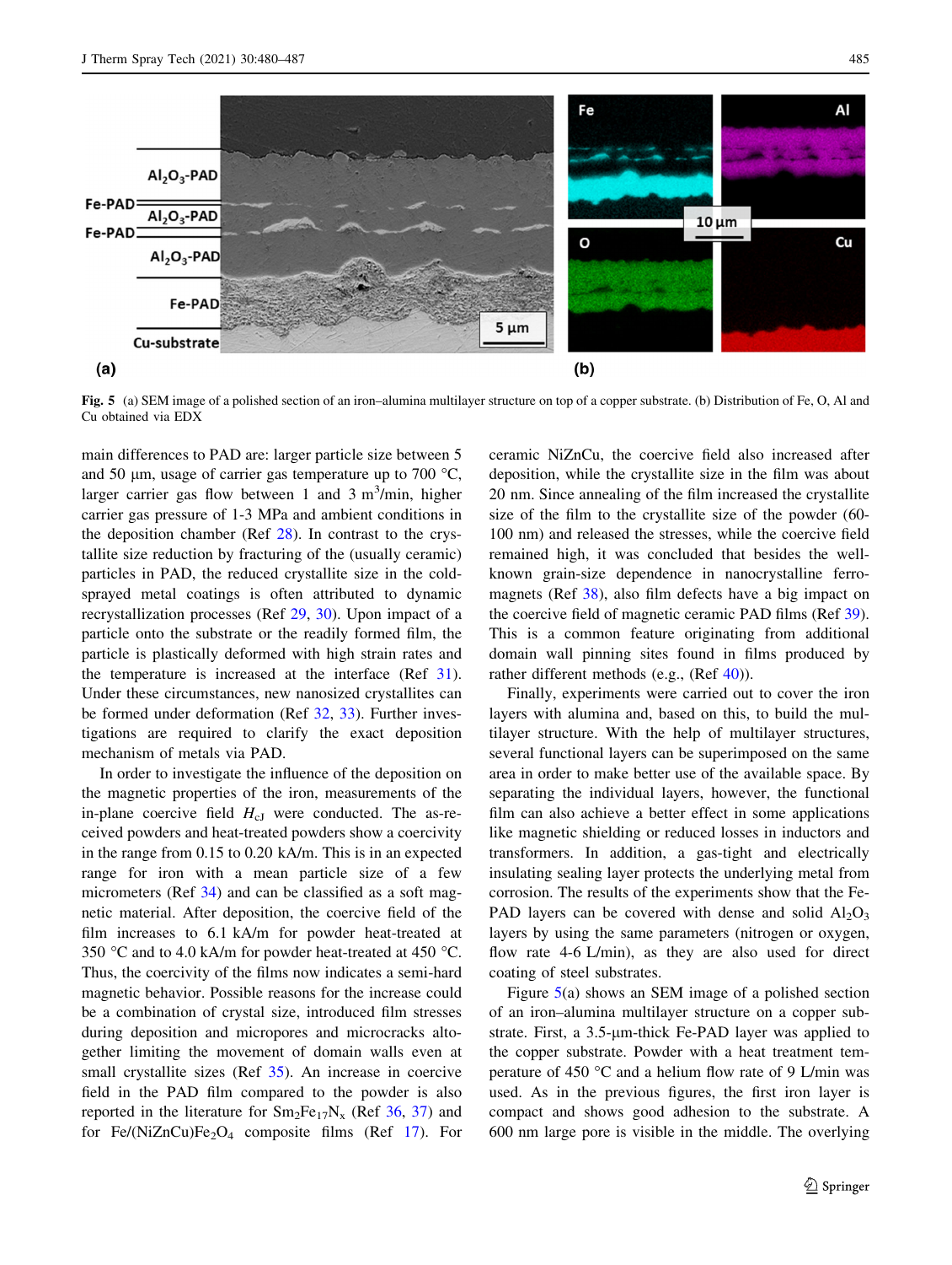Fig. 5 (a) SEM image of a polished section of an iron–alumina multilayer structure on top of a copper substrate. (b) Distribution of Fe, O, Al and Cu obtained via EDX

main differences to PAD are: larger particle size between 5 and 50 µm, usage of carrier gas temperature up to 700 °C, larger carrier gas flow between 1 and 3 $m^3$/min, higher carrier gas pressure of 1-3 MPa and ambient conditions in the deposition chamber (Ref 28). In contrast to the crystallite size reduction by fracturing of the (usually ceramic) particles in PAD, the reduced crystallite size in the cold-sprayed metal coatings is often attributed to dynamic recrystallization processes (Ref 29, 30). Upon impact of a particle onto the substrate or the readily formed film, the particle is plastically deformed with high strain rates and the temperature is increased at the interface (Ref 31). Under these circumstances, new nanosized crystallites can be formed under deformation (Ref 32, 33). Further investigations are required to clarify the exact deposition mechanism of metals via PAD.

In order to investigate the influence of the deposition on the magnetic properties of the iron, measurements of the in-plane coercive field $H_{cJ}$ were conducted. The as-received powders and heat-treated powders show a coercivity in the range from 0.15 to 0.20 kA/m. This is in an expected range for iron with a mean particle size of a few micrometers (Ref 34) and can be classified as a soft magnetic material. After deposition, the coercive field of the film increases to 6.1 kA/m for powder heat-treated at 350 °C and to 4.0 kA/m for powder heat-treated at 450 °C. Thus, the coercivity of the films now indicates a semi-hard magnetic behavior. Possible reasons for the increase could be a combination of crystal size, introduced film stresses during deposition and micropores and microcracks altogether limiting the movement of domain walls even at small crystallite sizes (Ref 35). An increase in coercive field in the PAD film compared to the powder is also reported in the literature for $Sm_2Fe_{17}N_x$ (Ref 36, 37) and for $Fe/(NiZnCu)Fe_2O_4$ composite films (Ref 17). For ceramic NiZnCu, the coercive field also increased after deposition, while the crystallite size in the film was about 20 nm. Since annealing of the film increased the crystallite size of the film to the crystallite size of the powder (60-100 nm) and released the stresses, while the coercive field remained high, it was concluded that besides the well-known grain-size dependence in nanocrystalline ferromagnets (Ref 38), also film defects have a big impact on the coercive field of magnetic ceramic PAD films (Ref 39). This is a common feature originating from additional domain wall pinning sites found in films produced by rather different methods (e.g., (Ref 40)).

Finally, experiments were carried out to cover the iron layers with alumina and, based on this, to build the multilayer structure. With the help of multilayer structures, several functional layers can be superimposed on the same area in order to make better use of the available space. By separating the individual layers, however, the functional film can also achieve a better effect in some applications like magnetic shielding or reduced losses in inductors and transformers. In addition, a gas-tight and electrically insulating sealing layer protects the underlying metal from corrosion. The results of the experiments show that the Fe-PAD layers can be covered with dense and solid $Al_2O_3$ layers by using the same parameters (nitrogen or oxygen, flow rate 4-6 L/min), as they are also used for direct coating of steel substrates.

Figure 5(a) shows an SEM image of a polished section of an iron–alumina multilayer structure on a copper substrate. First, a 3.5-µm-thick Fe-PAD layer was applied to the copper substrate. Powder with a heat treatment temperature of 450 °C and a helium flow rate of 9 L/min was used. As in the previous figures, the first iron layer is compact and shows good adhesion to the substrate. A 600 nm large pore is visible in the middle. The overlying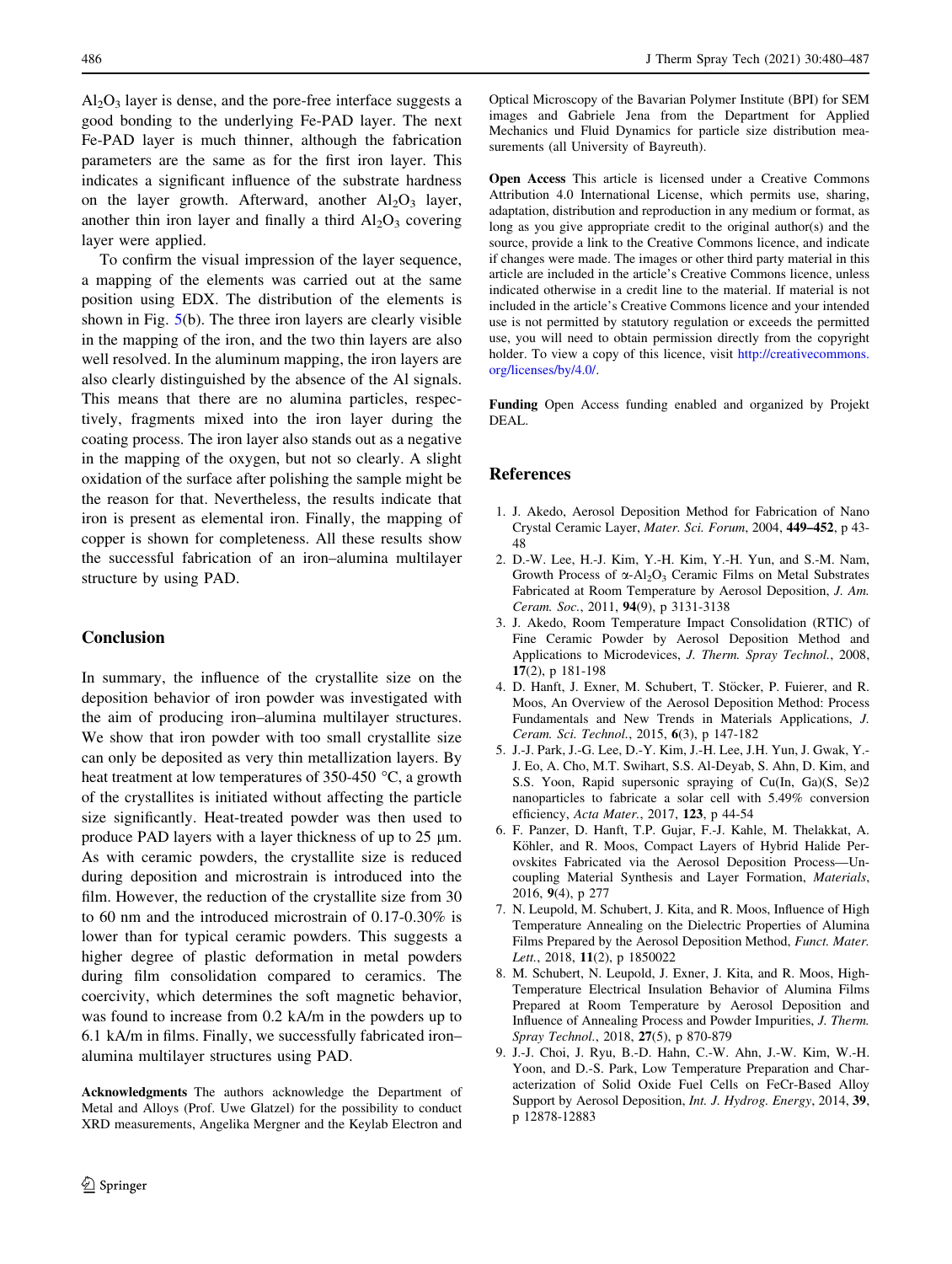$Al_2O_3$ layer is dense, and the pore-free interface suggests a good bonding to the underlying Fe-PAD layer. The next Fe-PAD layer is much thinner, although the fabrication parameters are the same as for the first iron layer. This indicates a significant influence of the substrate hardness on the layer growth. Afterward, another $Al_2O_3$ layer, another thin iron layer and finally a third $Al_2O_3$ covering layer were applied.

To confirm the visual impression of the layer sequence, a mapping of the elements was carried out at the same position using EDX. The distribution of the elements is shown in Fig. 5(b). The three iron layers are clearly visible in the mapping of the iron, and the two thin layers are also well resolved. In the aluminum mapping, the iron layers are also clearly distinguished by the absence of the Al signals. This means that there are no alumina particles, respectively, fragments mixed into the iron layer during the coating process. The iron layer also stands out as a negative in the mapping of the oxygen, but not so clearly. A slight oxidation of the surface after polishing the sample might be the reason for that. Nevertheless, the results indicate that iron is present as elemental iron. Finally, the mapping of copper is shown for completeness. All these results show the successful fabrication of an iron–alumina multilayer structure by using PAD.

## Conclusion

In summary, the influence of the crystallite size on the deposition behavior of iron powder was investigated with the aim of producing iron–alumina multilayer structures. We show that iron powder with too small crystallite size can only be deposited as very thin metallization layers. By heat treatment at low temperatures of 350-450 °C, a growth of the crystallites is initiated without affecting the particle size significantly. Heat-treated powder was then used to produce PAD layers with a layer thickness of up to 25 µm. As with ceramic powders, the crystallite size is reduced during deposition and microstrain is introduced into the film. However, the reduction of the crystallite size from 30 to 60 nm and the introduced microstrain of 0.17-0.30% is lower than for typical ceramic powders. This suggests a higher degree of plastic deformation in metal powders during film consolidation compared to ceramics. The coercivity, which determines the soft magnetic behavior, was found to increase from 0.2 kA/m in the powders up to 6.1 kA/m in films. Finally, we successfully fabricated iron–alumina multilayer structures using PAD.

**Acknowledgments** The authors acknowledge the Department of Metal and Alloys (Prof. Uwe Glatzel) for the possibility to conduct XRD measurements, Angelika Mergner and the Keylab Electron and Optical Microscopy of the Bavarian Polymer Institute (BPI) for SEM images and Gabriele Jena from the Department for Applied Mechanics und Fluid Dynamics for particle size distribution measurements (all University of Bayreuth).

**Open Access** This article is licensed under a Creative Commons Attribution 4.0 International License, which permits use, sharing, adaptation, distribution and reproduction in any medium or format, as long as you give appropriate credit to the original author(s) and the source, provide a link to the Creative Commons licence, and indicate if changes were made. The images or other third party material in this article are included in the article's Creative Commons licence, unless indicated otherwise in a credit line to the material. If material is not included in the article's Creative Commons licence and your intended use is not permitted by statutory regulation or exceeds the permitted use, you will need to obtain permission directly from the copyright holder. To view a copy of this licence, visit http://creativecommons.org/licenses/by/4.0/.

**Funding** Open Access funding enabled and organized by Projekt DEAL.

## References

1. J. Akedo, Aerosol Deposition Method for Fabrication of Nano Crystal Ceramic Layer, *Mater. Sci. Forum*, 2004, **449–452**, p 43-48
2. D.-W. Lee, H.-J. Kim, Y.-H. Kim, Y.-H. Yun, and S.-M. Nam, Growth Process of α-$Al_2O_3$ Ceramic Films on Metal Substrates Fabricated at Room Temperature by Aerosol Deposition, *J. Am. Ceram. Soc.*, 2011, **94**(9), p 3131-3138
3. J. Akedo, Room Temperature Impact Consolidation (RTIC) of Fine Ceramic Powder by Aerosol Deposition Method and Applications to Microdevices, *J. Therm. Spray Technol.*, 2008, **17**(2), p 181-198
4. D. Hanft, J. Exner, M. Schubert, T. Stöcker, P. Fuierer, and R. Moos, An Overview of the Aerosol Deposition Method: Process Fundamentals and New Trends in Materials Applications, *J. Ceram. Sci. Technol.*, 2015, **6**(3), p 147-182
5. J.-J. Park, J.-G. Lee, D.-Y. Kim, J.-H. Lee, J.H. Yun, J. Gwak, Y.-J. Eo, A. Cho, M.T. Swihart, S.S. Al-Deyab, S. Ahn, D. Kim, and S.S. Yoon, Rapid supersonic spraying of Cu(In, Ga)(S, Se)2 nanoparticles to fabricate a solar cell with 5.49% conversion efficiency, *Acta Mater.*, 2017, **123**, p 44-54
6. F. Panzer, D. Hanft, T.P. Gujar, F.-J. Kahle, M. Thelakkat, A. Köhler, and R. Moos, Compact Layers of Hybrid Halide Perovskites Fabricated via the Aerosol Deposition Process—Uncoupling Material Synthesis and Layer Formation, *Materials*, 2016, **9**(4), p 277
7. N. Leupold, M. Schubert, J. Kita, and R. Moos, Influence of High Temperature Annealing on the Dielectric Properties of Alumina Films Prepared by the Aerosol Deposition Method, *Funct. Mater. Lett.*, 2018, **11**(2), p 1850022
8. M. Schubert, N. Leupold, J. Exner, J. Kita, and R. Moos, High-Temperature Electrical Insulation Behavior of Alumina Films Prepared at Room Temperature by Aerosol Deposition and Influence of Annealing Process and Powder Impurities, *J. Therm. Spray Technol.*, 2018, **27**(5), p 870-879
9. J.-J. Choi, J. Ryu, B.-D. Hahn, C.-W. Ahn, J.-W. Kim, W.-H. Yoon, and D.-S. Park, Low Temperature Preparation and Characterization of Solid Oxide Fuel Cells on FeCr-Based Alloy Support by Aerosol Deposition, *Int. J. Hydrog. Energy*, 2014, **39**, p 12878-12883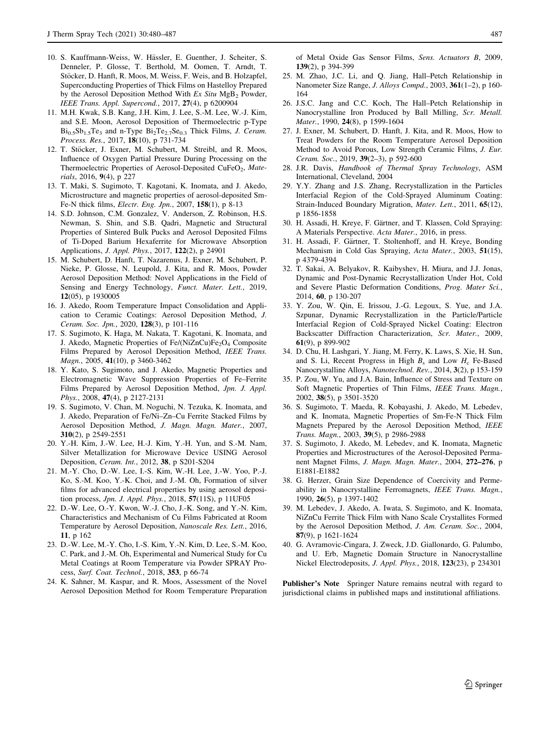10. S. Kauffmann-Weiss, W. Hässler, E. Guenther, J. Scheiter, S. Denneler, P. Glosse, T. Berthold, M. Oomen, T. Arndt, T. Stöcker, D. Hanft, R. Moos, M. Weiss, F. Weis, and B. Holzapfel, Superconducting Properties of Thick Films on Hastelloy Prepared by the Aerosol Deposition Method With *Ex Situ* $MgB_2$ Powder, *IEEE Trans. Appl. Supercond.*, 2017, **27**(4), p 6200904
11. M.H. Kwak, S.B. Kang, J.H. Kim, J. Lee, S.-M. Lee, W.-J. Kim, and S.E. Moon, Aerosol Deposition of Thermoelectric p-Type $Bi_{0.5}Sb_{1.5}Te_3$ and n-Type $Bi_2Te_{2.7}Se_{0.3}$ Thick Films, *J. Ceram. Process. Res.*, 2017, **18**(10), p 731-734
12. T. Stöcker, J. Exner, M. Schubert, M. Streibl, and R. Moos, Influence of Oxygen Partial Pressure During Processing on the Thermoelectric Properties of Aerosol-Deposited $CuFeO_2$, *Materials*, 2016, **9**(4), p 227
13. T. Maki, S. Sugimoto, T. Kagotani, K. Inomata, and J. Akedo, Microstructure and magnetic properties of aerosol-deposited Sm-Fe-N thick films, *Electr. Eng. Jpn.*, 2007, **158**(1), p 8-13
14. S.D. Johnson, C.M. Gonzalez, V. Anderson, Z. Robinson, H.S. Newman, S. Shin, and S.B. Qadri, Magnetic and Structural Properties of Sintered Bulk Pucks and Aerosol Deposited Films of Ti-Doped Barium Hexaferrite for Microwave Absorption Applications, *J. Appl. Phys.*, 2017, **122**(2), p 24901
15. M. Schubert, D. Hanft, T. Nazarenus, J. Exner, M. Schubert, P. Nieke, P. Glosse, N. Leupold, J. Kita, and R. Moos, Powder Aerosol Deposition Method: Novel Applications in the Field of Sensing and Energy Technology, *Funct. Mater. Lett.*, 2019, **12**(05), p 1930005
16. J. Akedo, Room Temperature Impact Consolidation and Application to Ceramic Coatings: Aerosol Deposition Method, *J. Ceram. Soc. Jpn.*, 2020, **128**(3), p 101-116
17. S. Sugimoto, K. Haga, M. Nakata, T. Kagotani, K. Inomata, and J. Akedo, Magnetic Properties of Fe/(NiZnCu)$Fe_2O_4$ Composite Films Prepared by Aerosol Deposition Method, *IEEE Trans. Magn.*, 2005, **41**(10), p 3460-3462
18. Y. Kato, S. Sugimoto, and J. Akedo, Magnetic Properties and Electromagnetic Wave Suppression Properties of Fe–Ferrite Films Prepared by Aerosol Deposition Method, *Jpn. J. Appl. Phys.*, 2008, **47**(4), p 2127-2131
19. S. Sugimoto, V. Chan, M. Noguchi, N. Tezuka, K. Inomata, and J. Akedo, Preparation of Fe/Ni–Zn–Cu Ferrite Stacked Films by Aerosol Deposition Method, *J. Magn. Magn. Mater.*, 2007, **310**(2), p 2549-2551
20. Y.-H. Kim, J.-W. Lee, H.-J. Kim, Y.-H. Yun, and S.-M. Nam, Silver Metallization for Microwave Device USING Aerosol Deposition, *Ceram. Int.*, 2012, **38**, p S201-S204
21. M.-Y. Cho, D.-W. Lee, I.-S. Kim, W.-H. Lee, J.-W. Yoo, P.-J. Ko, S.-M. Koo, Y.-K. Choi, and J.-M. Oh, Formation of silver films for advanced electrical properties by using aerosol deposition process, *Jpn. J. Appl. Phys.*, 2018, **57**(11S), p 11UF05
22. D.-W. Lee, O.-Y. Kwon, W.-J. Cho, J.-K. Song, and Y.-N. Kim, Characteristics and Mechanism of Cu Films Fabricated at Room Temperature by Aerosol Deposition, *Nanoscale Res. Lett.*, 2016, **11**, p 162
23. D.-W. Lee, M.-Y. Cho, I.-S. Kim, Y.-N. Kim, D. Lee, S.-M. Koo, C. Park, and J.-M. Oh, Experimental and Numerical Study for Cu Metal Coatings at Room Temperature via Powder SPRAY Process, *Surf. Coat. Technol.*, 2018, **353**, p 66-74
24. K. Sahner, M. Kaspar, and R. Moos, Assessment of the Novel Aerosol Deposition Method for Room Temperature Preparation of Metal Oxide Gas Sensor Films, *Sens. Actuators B*, 2009, **139**(2), p 394-399
25. M. Zhao, J.C. Li, and Q. Jiang, Hall–Petch Relationship in Nanometer Size Range, *J. Alloys Compd.*, 2003, **361**(1–2), p 160-164
26. J.S.C. Jang and C.C. Koch, The Hall–Petch Relationship in Nanocrystalline Iron Produced by Ball Milling, *Scr. Metall. Mater.*, 1990, **24**(8), p 1599-1604
27. J. Exner, M. Schubert, D. Hanft, J. Kita, and R. Moos, How to Treat Powders for the Room Temperature Aerosol Deposition Method to Avoid Porous, Low Strength Ceramic Films, *J. Eur. Ceram. Soc.*, 2019, **39**(2–3), p 592-600
28. J.R. Davis, *Handbook of Thermal Spray Technology*, ASM International, Cleveland, 2004
29. Y.Y. Zhang and J.S. Zhang, Recrystallization in the Particles Interfacial Region of the Cold-Sprayed Aluminum Coating: Strain-Induced Boundary Migration, *Mater. Lett.*, 2011, **65**(12), p 1856-1858
30. H. Assadi, H. Kreye, F. Gärtner, and T. Klassen, Cold Spraying: A Materials Perspective. *Acta Mater.*, 2016, in press.
31. H. Assadi, F. Gärtner, T. Stoltenhoff, and H. Kreye, Bonding Mechanism in Cold Gas Spraying, *Acta Mater.*, 2003, **51**(15), p 4379-4394
32. T. Sakai, A. Belyakov, R. Kaibyshev, H. Miura, and J.J. Jonas, Dynamic and Post-Dynamic Recrystallization Under Hot, Cold and Severe Plastic Deformation Conditions, *Prog. Mater Sci.*, 2014, **60**, p 130-207
33. Y. Zou, W. Qin, E. Irissou, J.-G. Legoux, S. Yue, and J.A. Szpunar, Dynamic Recrystallization in the Particle/Particle Interfacial Region of Cold-Sprayed Nickel Coating: Electron Backscatter Diffraction Characterization, *Scr. Mater.*, 2009, **61**(9), p 899-902
34. D. Chu, H. Lashgari, Y. Jiang, M. Ferry, K. Laws, S. Xie, H. Sun, and S. Li, Recent Progress in High $B_s$ and Low $H_c$ Fe-Based Nanocrystalline Alloys, *Nanotechnol. Rev.*, 2014, **3**(2), p 153-159
35. P. Zou, W. Yu, and J.A. Bain, Influence of Stress and Texture on Soft Magnetic Properties of Thin Films, *IEEE Trans. Magn.*, 2002, **38**(5), p 3501-3520
36. S. Sugimoto, T. Maeda, R. Kobayashi, J. Akedo, M. Lebedev, and K. Inomata, Magnetic Properties of Sm-Fe-N Thick Film Magnets Prepared by the Aerosol Deposition Method, *IEEE Trans. Magn.*, 2003, **39**(5), p 2986-2988
37. S. Sugimoto, J. Akedo, M. Lebedev, and K. Inomata, Magnetic Properties and Microstructures of the Aerosol-Deposited Permanent Magnet Films, *J. Magn. Magn. Mater.*, 2004, **272–276**, p E1881-E1882
38. G. Herzer, Grain Size Dependence of Coercivity and Permeability in Nanocrystalline Ferromagnets, *IEEE Trans. Magn.*, 1990, **26**(5), p 1397-1402
39. M. Lebedev, J. Akedo, A. Iwata, S. Sugimoto, and K. Inomata, NiZnCu Ferrite Thick Film with Nano Scale Crystallites Formed by the Aerosol Deposition Method, *J. Am. Ceram. Soc.*, 2004, **87**(9), p 1621-1624
40. G. Avramovic-Cingara, J. Zweck, J.D. Giallonardo, G. Palumbo, and U. Erb, Magnetic Domain Structure in Nanocrystalline Nickel Electrodeposits, *J. Appl. Phys.*, 2018, **123**(23), p 234301

**Publisher's Note** Springer Nature remains neutral with regard to jurisdictional claims in published maps and institutional affiliations.